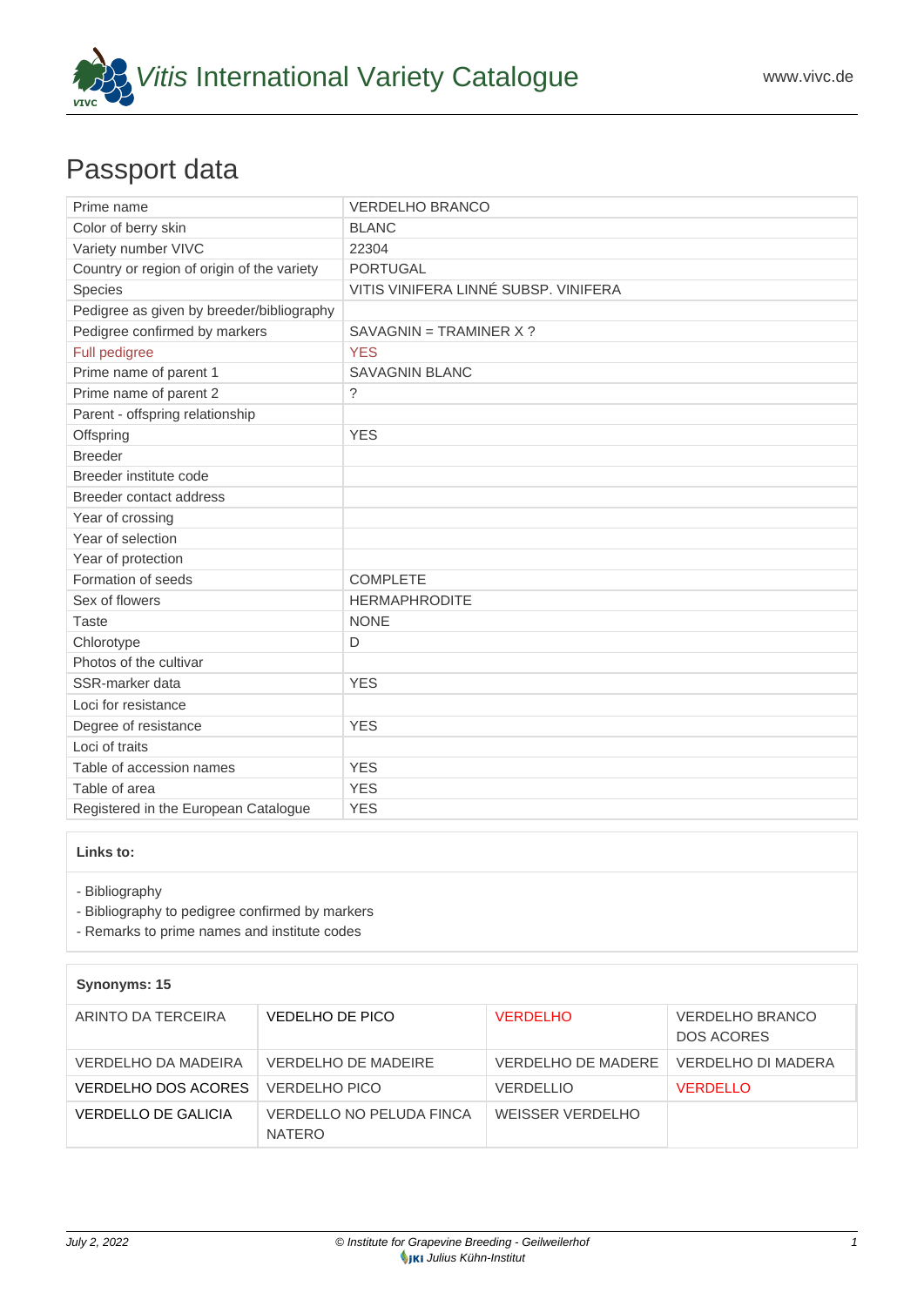# *Vitis* International Variety Catalogue

www.vivc.de

## Passport data

| Prime name | VERDELHO BRANCO |
|---|---|
| Color of berry skin | BLANC |
| Variety number VIVC | 22304 |
| Country or region of origin of the variety | PORTUGAL |
| Species | VITIS VINIFERA LINNÉ SUBSP. VINIFERA |
| Pedigree as given by breeder/bibliography | |
| Pedigree confirmed by markers | SAVAGNIN = TRAMINER X ? |
| Full pedigree | YES |
| Prime name of parent 1 | SAVAGNIN BLANC |
| Prime name of parent 2 | ? |
| Parent - offspring relationship | |
| Offspring | YES |
| Breeder | |
| Breeder institute code | |
| Breeder contact address | |
| Year of crossing | |
| Year of selection | |
| Year of protection | |
| Formation of seeds | COMPLETE |
| Sex of flowers | HERMAPHRODITE |
| Taste | NONE |
| Chlorotype | D |
| Photos of the cultivar | |
| SSR-marker data | YES |
| Loci for resistance | |
| Degree of resistance | YES |
| Loci of traits | |
| Table of accession names | YES |
| Table of area | YES |
| Registered in the European Catalogue | YES |

**Links to:**

- Bibliography
- Bibliography to pedigree confirmed by markers
- Remarks to prime names and institute codes

**Synonyms: 15**

| | | | |
|---|---|---|---|
| ARINTO DA TERCEIRA | VEDELHO DE PICO | VERDELHO | VERDELHO BRANCO DOS ACORES |
| VERDELHO DA MADEIRA | VERDELHO DE MADEIRE | VERDELHO DE MADERE | VERDELHO DI MADERA |
| VERDELHO DOS ACORES | VERDELHO PICO | VERDELLIO | VERDELLO |
| VERDELLO DE GALICIA | VERDELLO NO PELUDA FINCA NATERO | WEISSER VERDELHO | |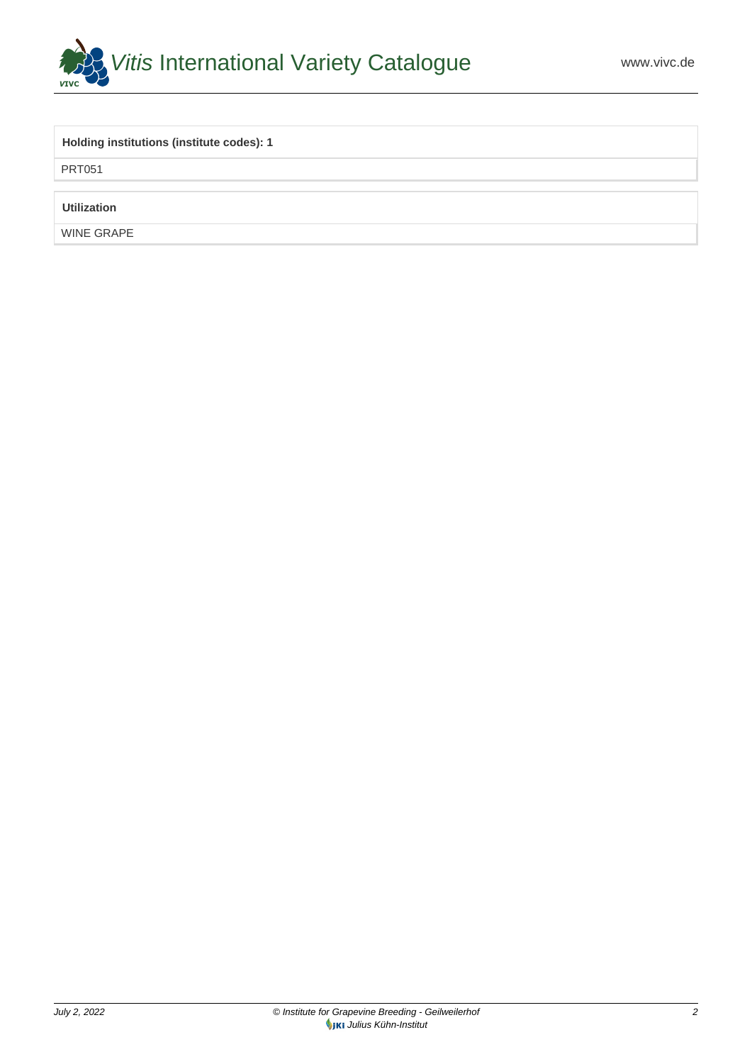| Holding institutions (institute codes): 1 |
| --- |
| PRT051 |

| Utilization |
| --- |
| WINE GRAPE |